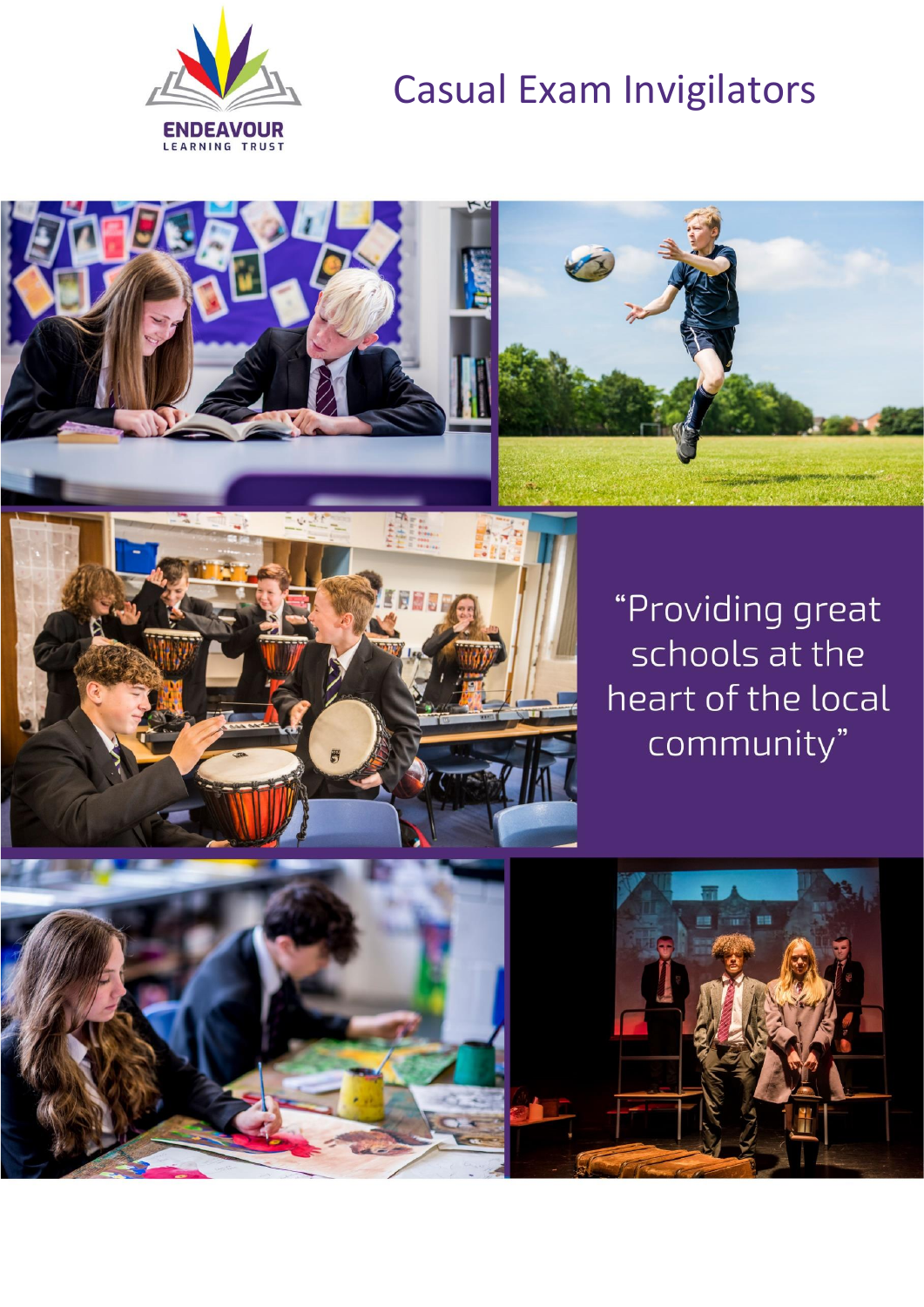ENDEAVOUR LEARNING TRUST

# Casual Exam Invigilators

"Providing great schools at the heart of the local community"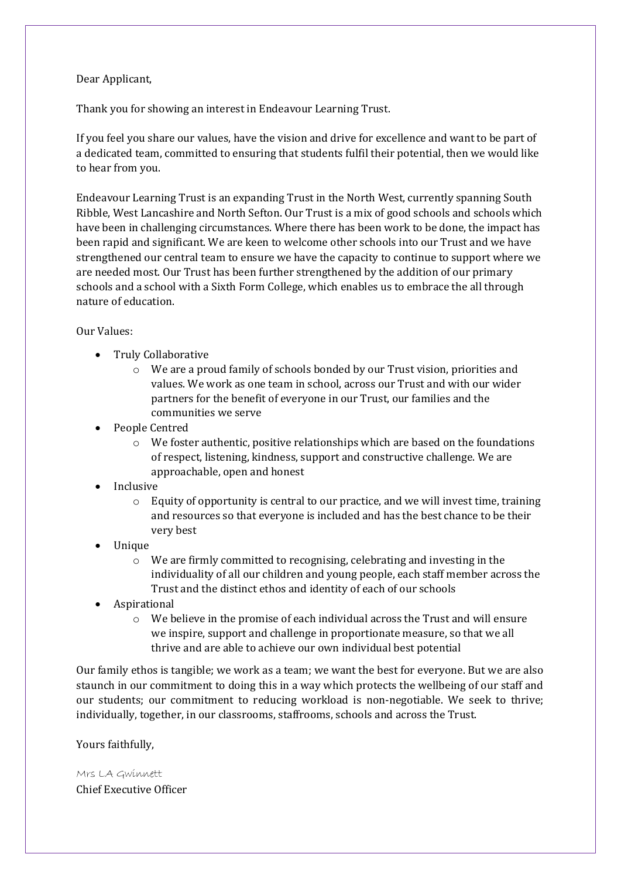Dear Applicant,

Thank you for showing an interest in Endeavour Learning Trust.

If you feel you share our values, have the vision and drive for excellence and want to be part of a dedicated team, committed to ensuring that students fulfil their potential, then we would like to hear from you.

Endeavour Learning Trust is an expanding Trust in the North West, currently spanning South Ribble, West Lancashire and North Sefton. Our Trust is a mix of good schools and schools which have been in challenging circumstances. Where there has been work to be done, the impact has been rapid and significant. We are keen to welcome other schools into our Trust and we have strengthened our central team to ensure we have the capacity to continue to support where we are needed most. Our Trust has been further strengthened by the addition of our primary schools and a school with a Sixth Form College, which enables us to embrace the all through nature of education.

Our Values:

- Truly Collaborative
  - We are a proud family of schools bonded by our Trust vision, priorities and values. We work as one team in school, across our Trust and with our wider partners for the benefit of everyone in our Trust, our families and the communities we serve
- People Centred
  - We foster authentic, positive relationships which are based on the foundations of respect, listening, kindness, support and constructive challenge. We are approachable, open and honest
- Inclusive
  - Equity of opportunity is central to our practice, and we will invest time, training and resources so that everyone is included and has the best chance to be their very best
- Unique
  - We are firmly committed to recognising, celebrating and investing in the individuality of all our children and young people, each staff member across the Trust and the distinct ethos and identity of each of our schools
- Aspirational
  - We believe in the promise of each individual across the Trust and will ensure we inspire, support and challenge in proportionate measure, so that we all thrive and are able to achieve our own individual best potential

Our family ethos is tangible; we work as a team; we want the best for everyone. But we are also staunch in our commitment to doing this in a way which protects the wellbeing of our staff and our students; our commitment to reducing workload is non-negotiable. We seek to thrive; individually, together, in our classrooms, staffrooms, schools and across the Trust.

Yours faithfully,

Mrs LA Gwinnett

Chief Executive Officer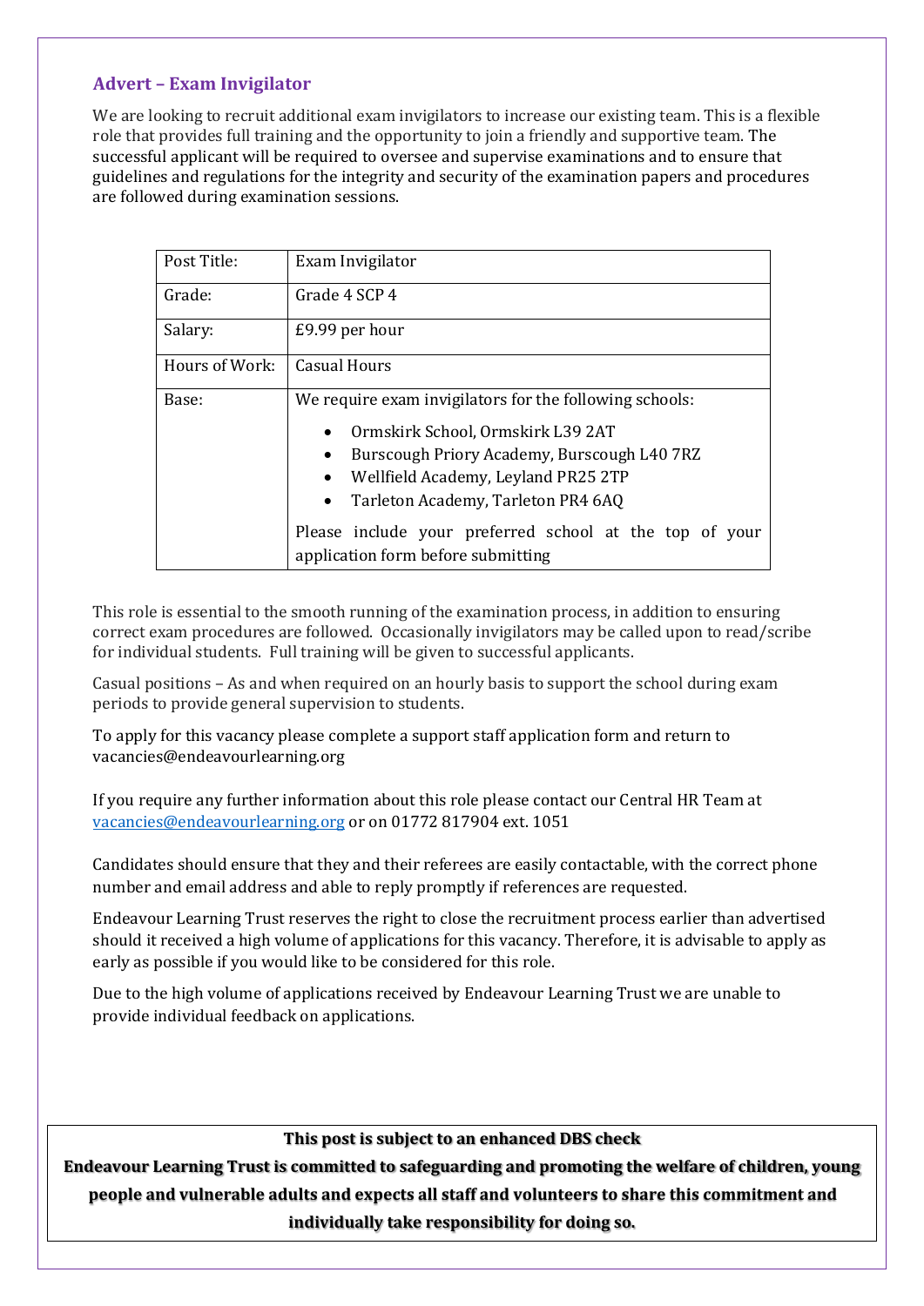## Advert – Exam Invigilator

We are looking to recruit additional exam invigilators to increase our existing team. This is a flexible role that provides full training and the opportunity to join a friendly and supportive team. The successful applicant will be required to oversee and supervise examinations and to ensure that guidelines and regulations for the integrity and security of the examination papers and procedures are followed during examination sessions.

| Post Title: | Exam Invigilator |
|---|---|
| Grade: | Grade 4 SCP 4 |
| Salary: | £9.99 per hour |
| Hours of Work: | Casual Hours |
| Base: | We require exam invigilators for the following schools:<br>• Ormskirk School, Ormskirk L39 2AT<br>• Burscough Priory Academy, Burscough L40 7RZ<br>• Wellfield Academy, Leyland PR25 2TP<br>• Tarleton Academy, Tarleton PR4 6AQ<br>Please include your preferred school at the top of your application form before submitting |

This role is essential to the smooth running of the examination process, in addition to ensuring correct exam procedures are followed. Occasionally invigilators may be called upon to read/scribe for individual students. Full training will be given to successful applicants.

Casual positions – As and when required on an hourly basis to support the school during exam periods to provide general supervision to students.

To apply for this vacancy please complete a support staff application form and return to vacancies@endeavourlearning.org

If you require any further information about this role please contact our Central HR Team at vacancies@endeavourlearning.org or on 01772 817904 ext. 1051

Candidates should ensure that they and their referees are easily contactable, with the correct phone number and email address and able to reply promptly if references are requested.

Endeavour Learning Trust reserves the right to close the recruitment process earlier than advertised should it received a high volume of applications for this vacancy. Therefore, it is advisable to apply as early as possible if you would like to be considered for this role.

Due to the high volume of applications received by Endeavour Learning Trust we are unable to provide individual feedback on applications.

**This post is subject to an enhanced DBS check**

**Endeavour Learning Trust is committed to safeguarding and promoting the welfare of children, young people and vulnerable adults and expects all staff and volunteers to share this commitment and individually take responsibility for doing so.**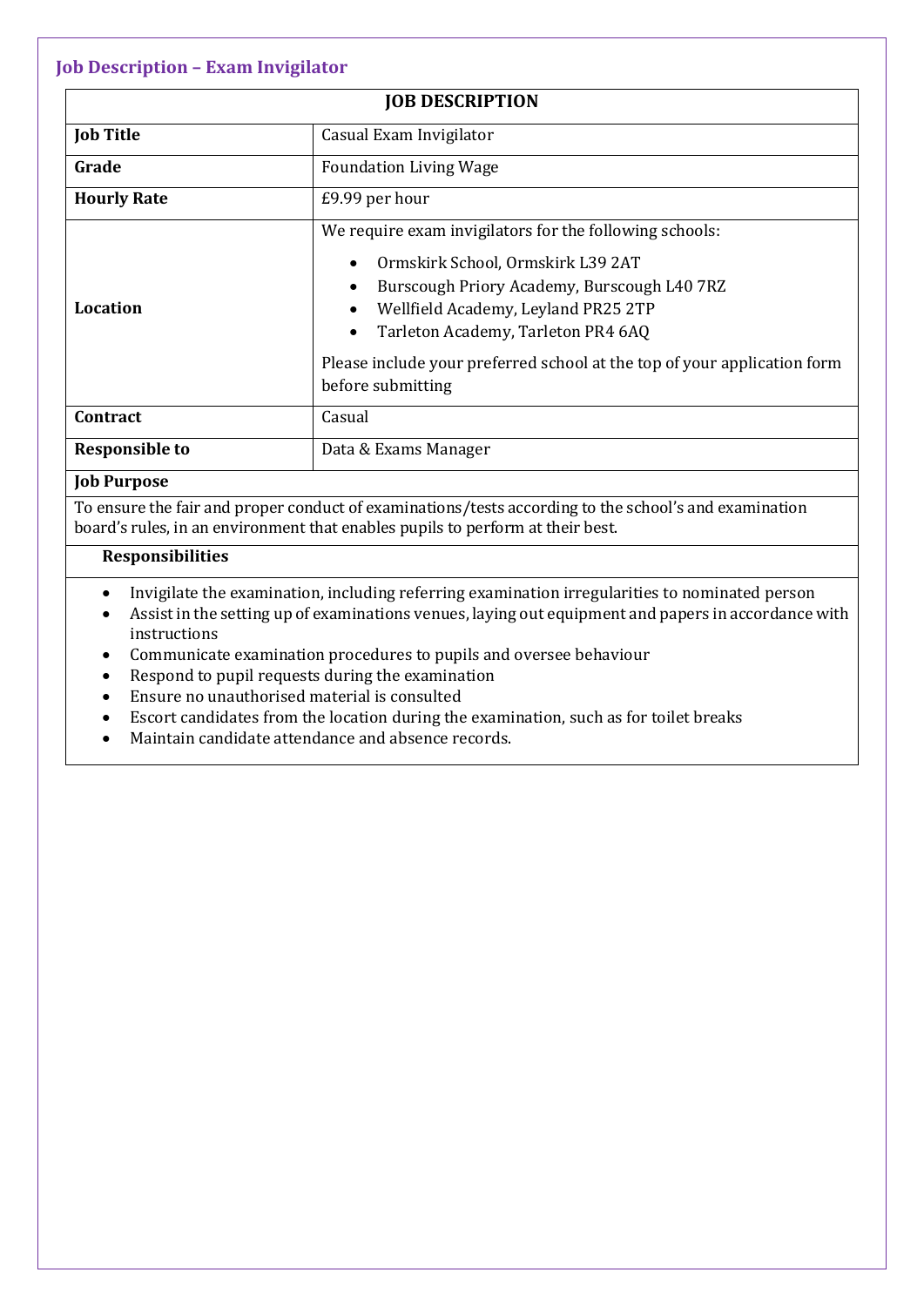## Job Description – Exam Invigilator

| JOB DESCRIPTION | |
|---|---|
| **Job Title** | Casual Exam Invigilator |
| **Grade** | Foundation Living Wage |
| **Hourly Rate** | £9.99 per hour |
| **Location** | We require exam invigilators for the following schools:<br>• Ormskirk School, Ormskirk L39 2AT<br>• Burscough Priory Academy, Burscough L40 7RZ<br>• Wellfield Academy, Leyland PR25 2TP<br>• Tarleton Academy, Tarleton PR4 6AQ<br><br>Please include your preferred school at the top of your application form before submitting |
| **Contract** | Casual |
| **Responsible to** | Data & Exams Manager |

**Job Purpose**

To ensure the fair and proper conduct of examinations/tests according to the school's and examination board's rules, in an environment that enables pupils to perform at their best.

**Responsibilities**

- Invigilate the examination, including referring examination irregularities to nominated person
- Assist in the setting up of examinations venues, laying out equipment and papers in accordance with instructions
- Communicate examination procedures to pupils and oversee behaviour
- Respond to pupil requests during the examination
- Ensure no unauthorised material is consulted
- Escort candidates from the location during the examination, such as for toilet breaks
- Maintain candidate attendance and absence records.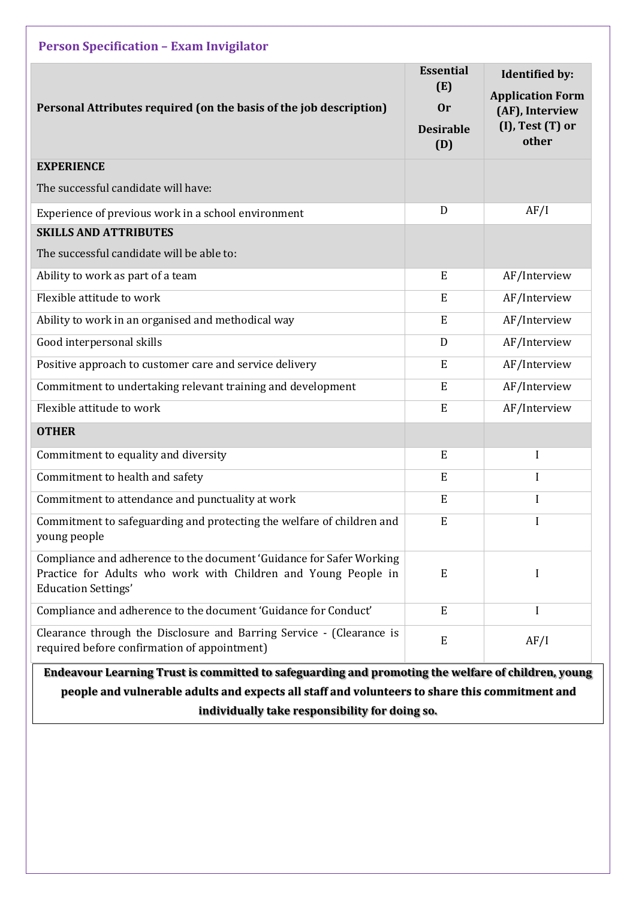## Person Specification – Exam Invigilator

| Personal Attributes required (on the basis of the job description) | Essential (E) Or Desirable (D) | Identified by: Application Form (AF), Interview (I), Test (T) or other |
|---|---|---|
| **EXPERIENCE** The successful candidate will have: | | |
| Experience of previous work in a school environment | D | AF/I |
| **SKILLS AND ATTRIBUTES** The successful candidate will be able to: | | |
| Ability to work as part of a team | E | AF/Interview |
| Flexible attitude to work | E | AF/Interview |
| Ability to work in an organised and methodical way | E | AF/Interview |
| Good interpersonal skills | D | AF/Interview |
| Positive approach to customer care and service delivery | E | AF/Interview |
| Commitment to undertaking relevant training and development | E | AF/Interview |
| Flexible attitude to work | E | AF/Interview |
| **OTHER** | | |
| Commitment to equality and diversity | E | I |
| Commitment to health and safety | E | I |
| Commitment to attendance and punctuality at work | E | I |
| Commitment to safeguarding and protecting the welfare of children and young people | E | I |
| Compliance and adherence to the document 'Guidance for Safer Working Practice for Adults who work with Children and Young People in Education Settings' | E | I |
| Compliance and adherence to the document 'Guidance for Conduct' | E | I |
| Clearance through the Disclosure and Barring Service - (Clearance is required before confirmation of appointment) | E | AF/I |

**Endeavour Learning Trust is committed to safeguarding and promoting the welfare of children, young people and vulnerable adults and expects all staff and volunteers to share this commitment and individually take responsibility for doing so.**